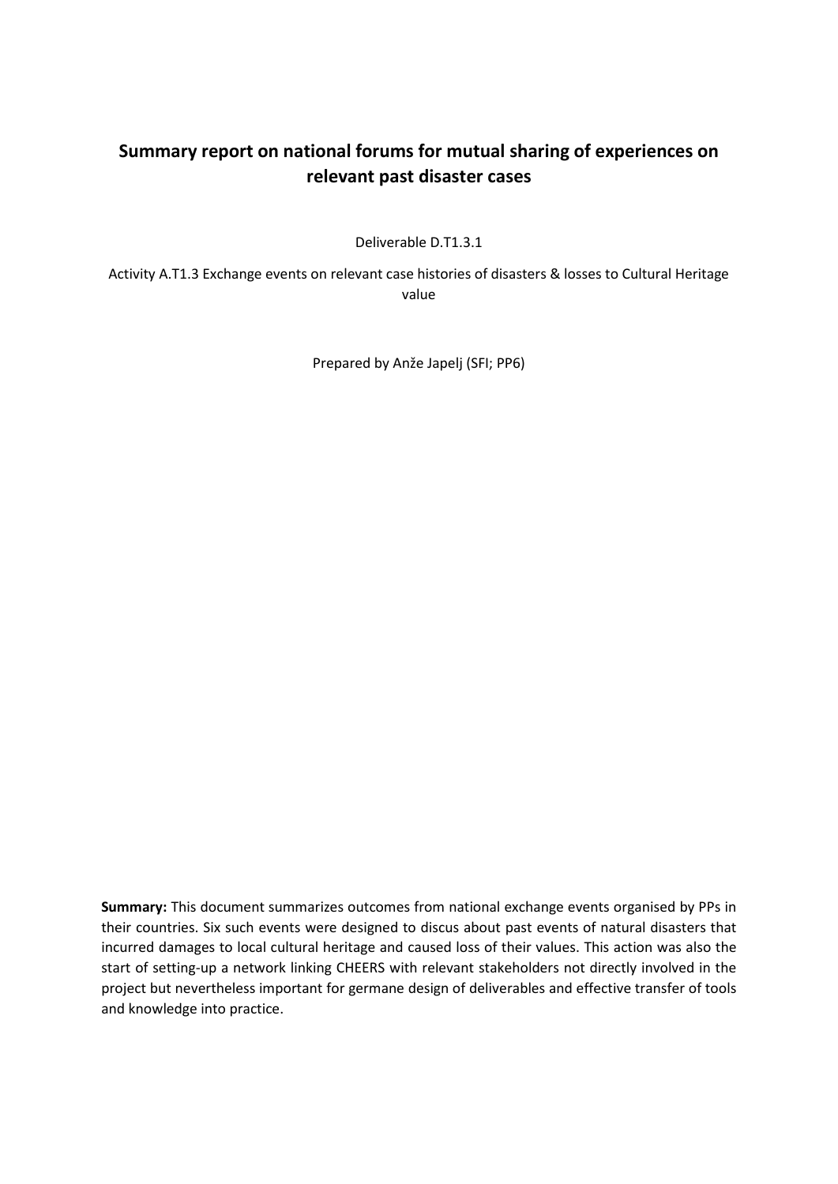# Summary report on national forums for mutual sharing of experiences on relevant past disaster cases

Deliverable D.T1.3.1

Activity A.T1.3 Exchange events on relevant case histories of disasters & losses to Cultural Heritage value

Prepared by Anže Japelj (SFI; PP6)

**Summary:** This document summarizes outcomes from national exchange events organised by PPs in their countries. Six such events were designed to discus about past events of natural disasters that incurred damages to local cultural heritage and caused loss of their values. This action was also the start of setting-up a network linking CHEERS with relevant stakeholders not directly involved in the project but nevertheless important for germane design of deliverables and effective transfer of tools and knowledge into practice.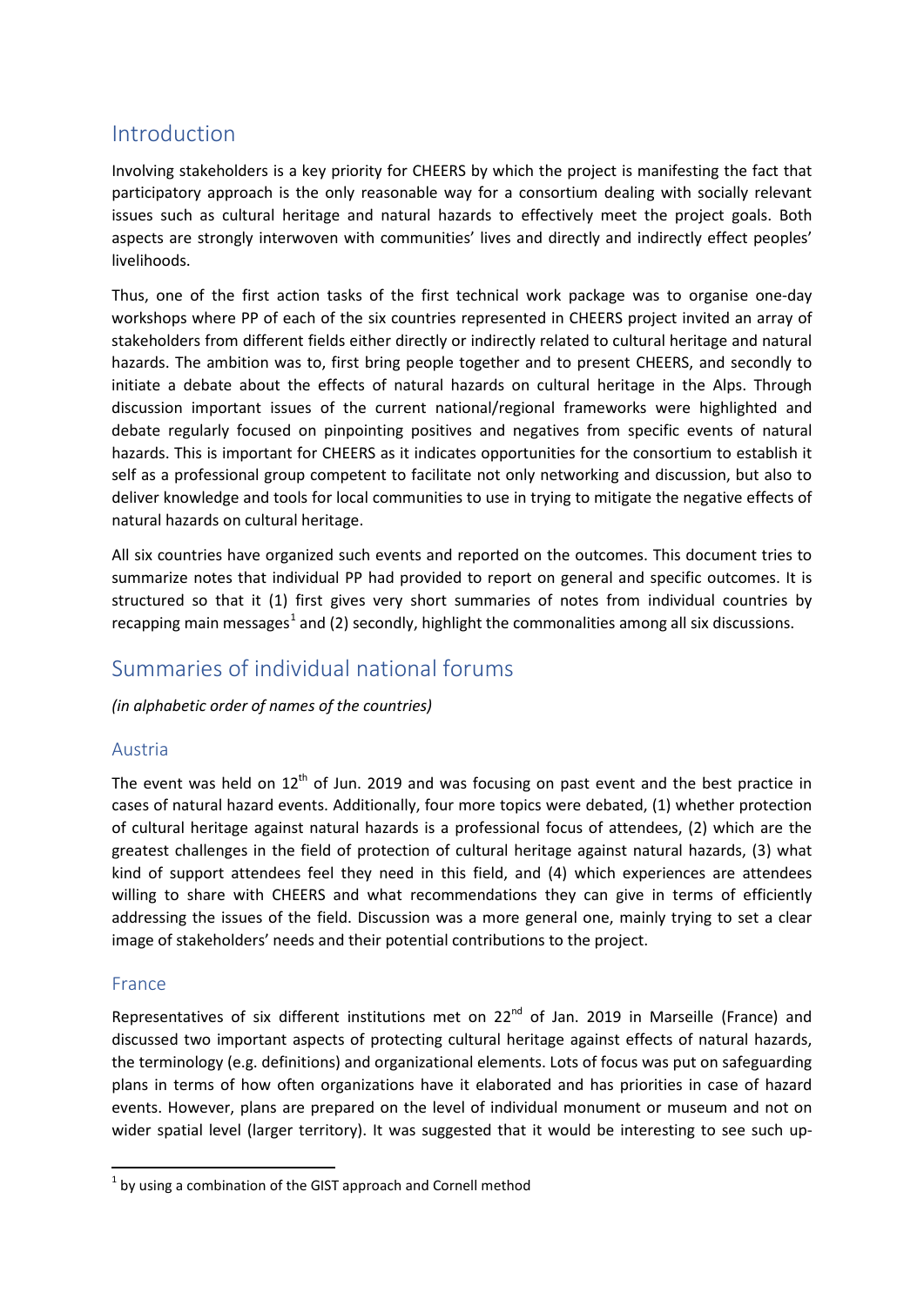## Introduction

Involving stakeholders is a key priority for CHEERS by which the project is manifesting the fact that participatory approach is the only reasonable way for a consortium dealing with socially relevant issues such as cultural heritage and natural hazards to effectively meet the project goals. Both aspects are strongly interwoven with communities' lives and directly and indirectly effect peoples' livelihoods.

Thus, one of the first action tasks of the first technical work package was to organise one-day workshops where PP of each of the six countries represented in CHEERS project invited an array of stakeholders from different fields either directly or indirectly related to cultural heritage and natural hazards. The ambition was to, first bring people together and to present CHEERS, and secondly to initiate a debate about the effects of natural hazards on cultural heritage in the Alps. Through discussion important issues of the current national/regional frameworks were highlighted and debate regularly focused on pinpointing positives and negatives from specific events of natural hazards. This is important for CHEERS as it indicates opportunities for the consortium to establish it self as a professional group competent to facilitate not only networking and discussion, but also to deliver knowledge and tools for local communities to use in trying to mitigate the negative effects of natural hazards on cultural heritage.

All six countries have organized such events and reported on the outcomes. This document tries to summarize notes that individual PP had provided to report on general and specific outcomes. It is structured so that it (1) first gives very short summaries of notes from individual countries by recapping main messages[1] and (2) secondly, highlight the commonalities among all six discussions.

## Summaries of individual national forums

*(in alphabetic order of names of the countries)*

### Austria

The event was held on 12th of Jun. 2019 and was focusing on past event and the best practice in cases of natural hazard events. Additionally, four more topics were debated, (1) whether protection of cultural heritage against natural hazards is a professional focus of attendees, (2) which are the greatest challenges in the field of protection of cultural heritage against natural hazards, (3) what kind of support attendees feel they need in this field, and (4) which experiences are attendees willing to share with CHEERS and what recommendations they can give in terms of efficiently addressing the issues of the field. Discussion was a more general one, mainly trying to set a clear image of stakeholders' needs and their potential contributions to the project.

### France

Representatives of six different institutions met on 22nd of Jan. 2019 in Marseille (France) and discussed two important aspects of protecting cultural heritage against effects of natural hazards, the terminology (e.g. definitions) and organizational elements. Lots of focus was put on safeguarding plans in terms of how often organizations have it elaborated and has priorities in case of hazard events. However, plans are prepared on the level of individual monument or museum and not on wider spatial level (larger territory). It was suggested that it would be interesting to see such up-

[1] by using a combination of the GIST approach and Cornell method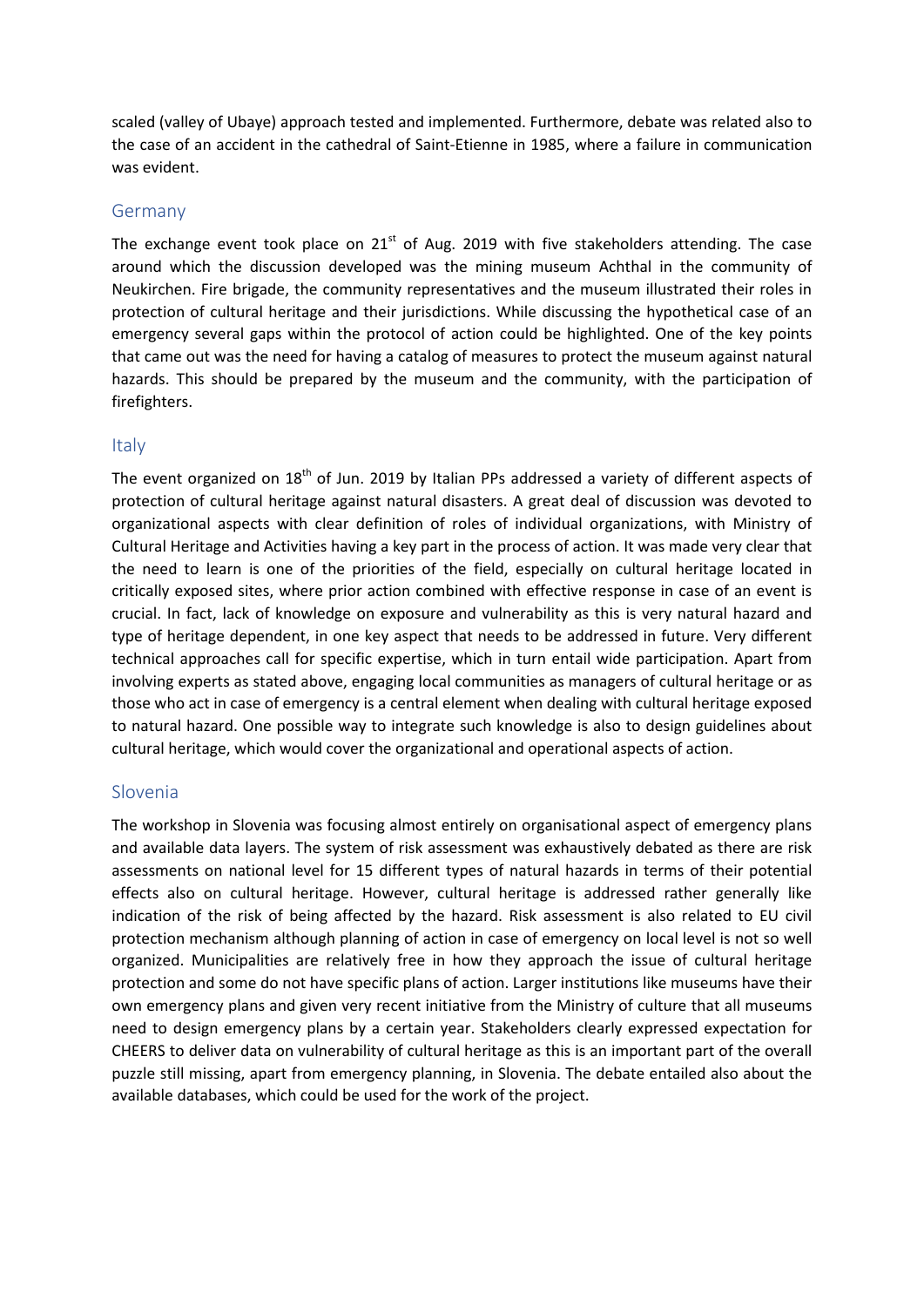scaled (valley of Ubaye) approach tested and implemented. Furthermore, debate was related also to the case of an accident in the cathedral of Saint-Etienne in 1985, where a failure in communication was evident.

## Germany

The exchange event took place on 21st of Aug. 2019 with five stakeholders attending. The case around which the discussion developed was the mining museum Achthal in the community of Neukirchen. Fire brigade, the community representatives and the museum illustrated their roles in protection of cultural heritage and their jurisdictions. While discussing the hypothetical case of an emergency several gaps within the protocol of action could be highlighted. One of the key points that came out was the need for having a catalog of measures to protect the museum against natural hazards. This should be prepared by the museum and the community, with the participation of firefighters.

## Italy

The event organized on 18th of Jun. 2019 by Italian PPs addressed a variety of different aspects of protection of cultural heritage against natural disasters. A great deal of discussion was devoted to organizational aspects with clear definition of roles of individual organizations, with Ministry of Cultural Heritage and Activities having a key part in the process of action. It was made very clear that the need to learn is one of the priorities of the field, especially on cultural heritage located in critically exposed sites, where prior action combined with effective response in case of an event is crucial. In fact, lack of knowledge on exposure and vulnerability as this is very natural hazard and type of heritage dependent, in one key aspect that needs to be addressed in future. Very different technical approaches call for specific expertise, which in turn entail wide participation. Apart from involving experts as stated above, engaging local communities as managers of cultural heritage or as those who act in case of emergency is a central element when dealing with cultural heritage exposed to natural hazard. One possible way to integrate such knowledge is also to design guidelines about cultural heritage, which would cover the organizational and operational aspects of action.

## Slovenia

The workshop in Slovenia was focusing almost entirely on organisational aspect of emergency plans and available data layers. The system of risk assessment was exhaustively debated as there are risk assessments on national level for 15 different types of natural hazards in terms of their potential effects also on cultural heritage. However, cultural heritage is addressed rather generally like indication of the risk of being affected by the hazard. Risk assessment is also related to EU civil protection mechanism although planning of action in case of emergency on local level is not so well organized. Municipalities are relatively free in how they approach the issue of cultural heritage protection and some do not have specific plans of action. Larger institutions like museums have their own emergency plans and given very recent initiative from the Ministry of culture that all museums need to design emergency plans by a certain year. Stakeholders clearly expressed expectation for CHEERS to deliver data on vulnerability of cultural heritage as this is an important part of the overall puzzle still missing, apart from emergency planning, in Slovenia. The debate entailed also about the available databases, which could be used for the work of the project.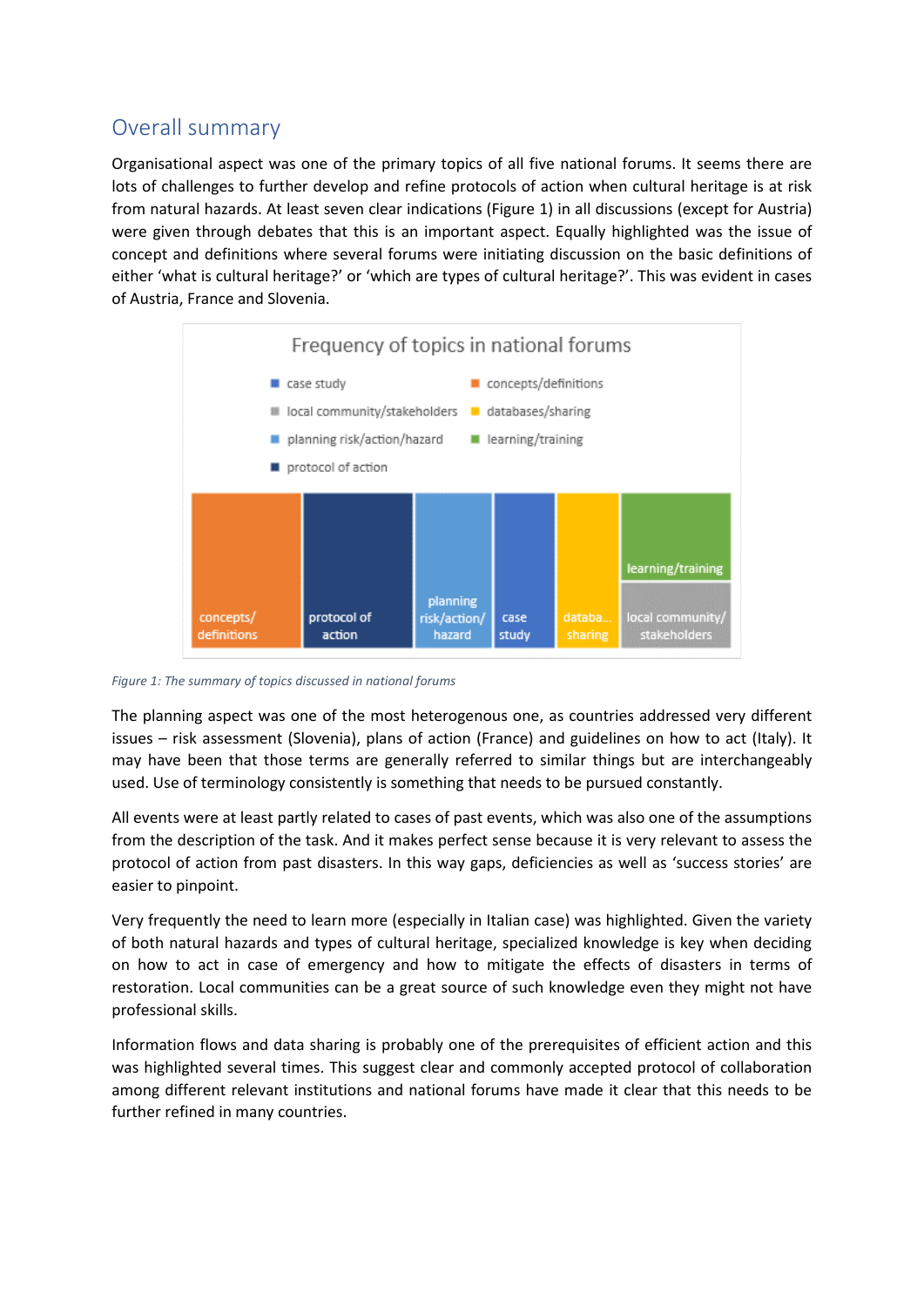## Overall summary

Organisational aspect was one of the primary topics of all five national forums. It seems there are lots of challenges to further develop and refine protocols of action when cultural heritage is at risk from natural hazards. At least seven clear indications (Figure 1) in all discussions (except for Austria) were given through debates that this is an important aspect. Equally highlighted was the issue of concept and definitions where several forums were initiating discussion on the basic definitions of either 'what is cultural heritage?' or 'which are types of cultural heritage?'. This was evident in cases of Austria, France and Slovenia.

Frequency of topics in national forums

case study
concepts/definitions
local community/stakeholders
databases/sharing
planning risk/action/hazard
learning/training
protocol of action

concepts/ definitions
protocol of action
planning risk/action/ hazard
case study
databa... sharing
learning/training
local community/ stakeholders

*Figure 1: The summary of topics discussed in national forums*

The planning aspect was one of the most heterogenous one, as countries addressed very different issues – risk assessment (Slovenia), plans of action (France) and guidelines on how to act (Italy). It may have been that those terms are generally referred to similar things but are interchangeably used. Use of terminology consistently is something that needs to be pursued constantly.

All events were at least partly related to cases of past events, which was also one of the assumptions from the description of the task. And it makes perfect sense because it is very relevant to assess the protocol of action from past disasters. In this way gaps, deficiencies as well as 'success stories' are easier to pinpoint.

Very frequently the need to learn more (especially in Italian case) was highlighted. Given the variety of both natural hazards and types of cultural heritage, specialized knowledge is key when deciding on how to act in case of emergency and how to mitigate the effects of disasters in terms of restoration. Local communities can be a great source of such knowledge even they might not have professional skills.

Information flows and data sharing is probably one of the prerequisites of efficient action and this was highlighted several times. This suggest clear and commonly accepted protocol of collaboration among different relevant institutions and national forums have made it clear that this needs to be further refined in many countries.